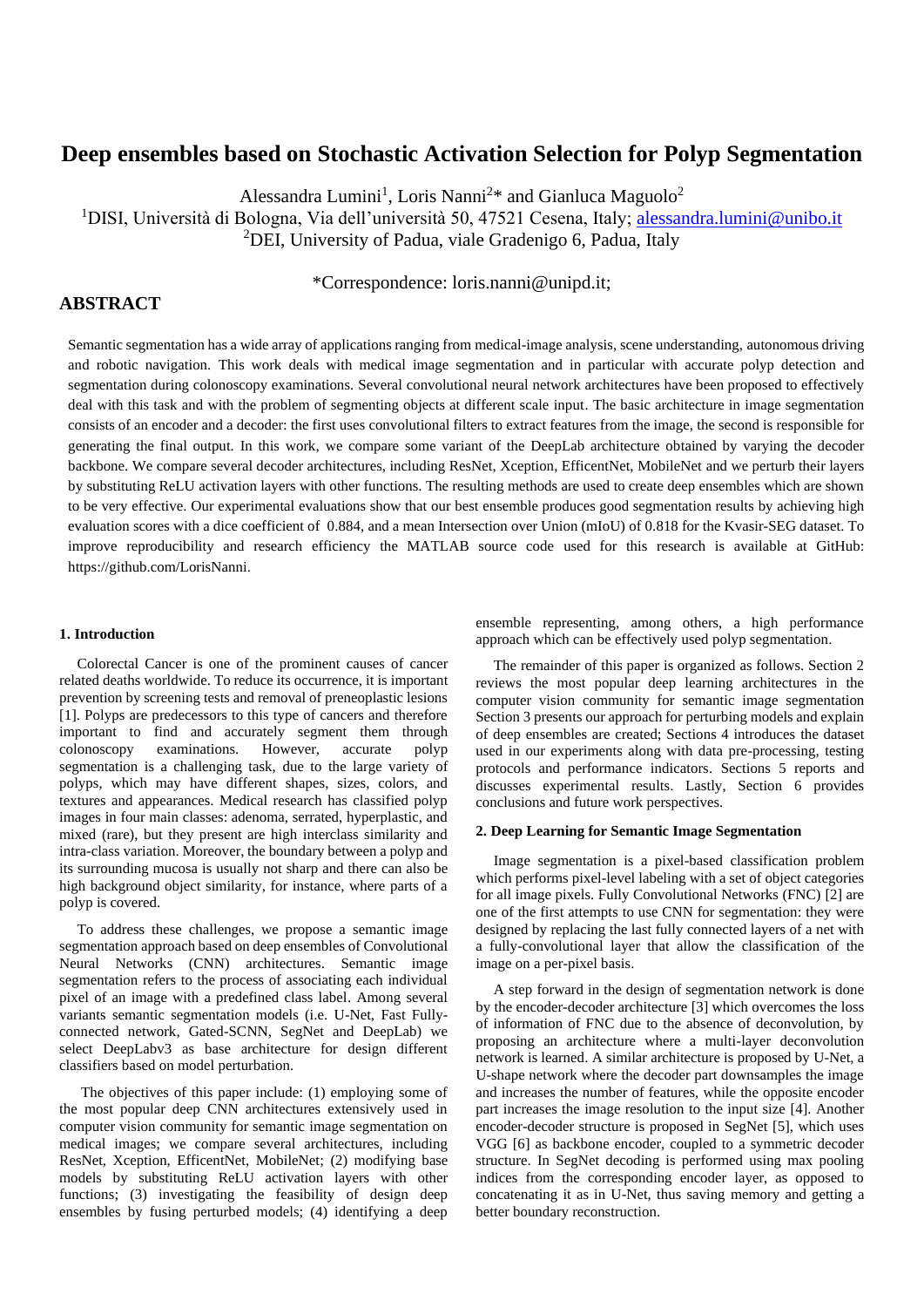# Deep ensembles based on Stochastic Activation Selection for Polyp Segmentation

Alessandra Lumini[1], Loris Nanni[2]* and Gianluca Maguolo[2]

[1]DISI, Università di Bologna, Via dell'università 50, 47521 Cesena, Italy; alessandra.lumini@unibo.it

[2]DEI, University of Padua, viale Gradenigo 6, Padua, Italy

*Correspondence: loris.nanni@unipd.it;

## ABSTRACT

Semantic segmentation has a wide array of applications ranging from medical-image analysis, scene understanding, autonomous driving and robotic navigation. This work deals with medical image segmentation and in particular with accurate polyp detection and segmentation during colonoscopy examinations. Several convolutional neural network architectures have been proposed to effectively deal with this task and with the problem of segmenting objects at different scale input. The basic architecture in image segmentation consists of an encoder and a decoder: the first uses convolutional filters to extract features from the image, the second is responsible for generating the final output. In this work, we compare some variant of the DeepLab architecture obtained by varying the decoder backbone. We compare several decoder architectures, including ResNet, Xception, EfficentNet, MobileNet and we perturb their layers by substituting ReLU activation layers with other functions. The resulting methods are used to create deep ensembles which are shown to be very effective. Our experimental evaluations show that our best ensemble produces good segmentation results by achieving high evaluation scores with a dice coefficient of 0.884, and a mean Intersection over Union (mIoU) of 0.818 for the Kvasir-SEG dataset. To improve reproducibility and research efficiency the MATLAB source code used for this research is available at GitHub: https://github.com/LorisNanni.

### 1. Introduction

Colorectal Cancer is one of the prominent causes of cancer related deaths worldwide. To reduce its occurrence, it is important prevention by screening tests and removal of preneoplastic lesions [1]. Polyps are predecessors to this type of cancers and therefore important to find and accurately segment them through colonoscopy examinations. However, accurate polyp segmentation is a challenging task, due to the large variety of polyps, which may have different shapes, sizes, colors, and textures and appearances. Medical research has classified polyp images in four main classes: adenoma, serrated, hyperplastic, and mixed (rare), but they present are high interclass similarity and intra-class variation. Moreover, the boundary between a polyp and its surrounding mucosa is usually not sharp and there can also be high background object similarity, for instance, where parts of a polyp is covered.

To address these challenges, we propose a semantic image segmentation approach based on deep ensembles of Convolutional Neural Networks (CNN) architectures. Semantic image segmentation refers to the process of associating each individual pixel of an image with a predefined class label. Among several variants semantic segmentation models (i.e. U-Net, Fast Fully-connected network, Gated-SCNN, SegNet and DeepLab) we select DeepLabv3 as base architecture for design different classifiers based on model perturbation.

The objectives of this paper include: (1) employing some of the most popular deep CNN architectures extensively used in computer vision community for semantic image segmentation on medical images; we compare several architectures, including ResNet, Xception, EfficentNet, MobileNet; (2) modifying base models by substituting ReLU activation layers with other functions; (3) investigating the feasibility of design deep ensembles by fusing perturbed models; (4) identifying a deep ensemble representing, among others, a high performance approach which can be effectively used polyp segmentation.

The remainder of this paper is organized as follows. Section 2 reviews the most popular deep learning architectures in the computer vision community for semantic image segmentation Section 3 presents our approach for perturbing models and explain of deep ensembles are created; Sections 4 introduces the dataset used in our experiments along with data pre-processing, testing protocols and performance indicators. Sections 5 reports and discusses experimental results. Lastly, Section 6 provides conclusions and future work perspectives.

### 2. Deep Learning for Semantic Image Segmentation

Image segmentation is a pixel-based classification problem which performs pixel-level labeling with a set of object categories for all image pixels. Fully Convolutional Networks (FNC) [2] are one of the first attempts to use CNN for segmentation: they were designed by replacing the last fully connected layers of a net with a fully-convolutional layer that allow the classification of the image on a per-pixel basis.

A step forward in the design of segmentation network is done by the encoder-decoder architecture [3] which overcomes the loss of information of FNC due to the absence of deconvolution, by proposing an architecture where a multi-layer deconvolution network is learned. A similar architecture is proposed by U-Net, a U-shape network where the decoder part downsamples the image and increases the number of features, while the opposite encoder part increases the image resolution to the input size [4]. Another encoder-decoder structure is proposed in SegNet [5], which uses VGG [6] as backbone encoder, coupled to a symmetric decoder structure. In SegNet decoding is performed using max pooling indices from the corresponding encoder layer, as opposed to concatenating it as in U-Net, thus saving memory and getting a better boundary reconstruction.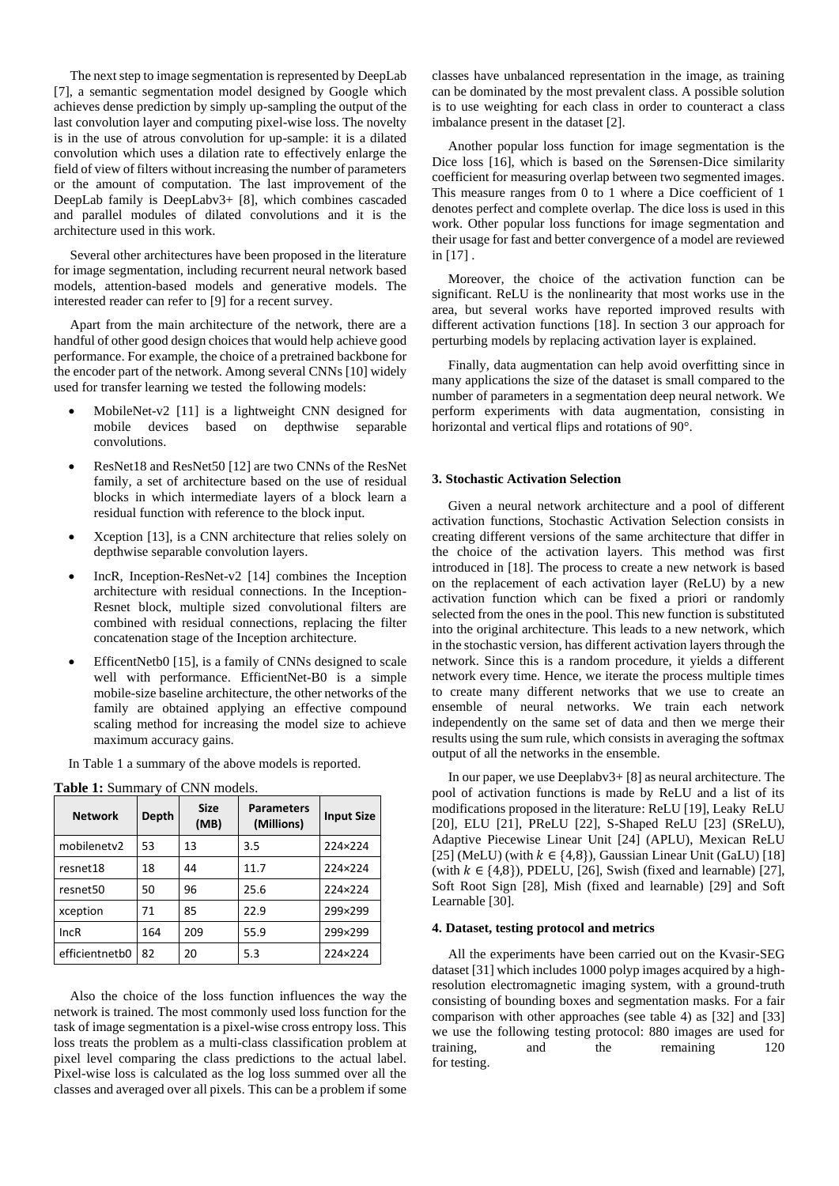The next step to image segmentation is represented by DeepLab [7], a semantic segmentation model designed by Google which achieves dense prediction by simply up-sampling the output of the last convolution layer and computing pixel-wise loss. The novelty is in the use of atrous convolution for up-sample: it is a dilated convolution which uses a dilation rate to effectively enlarge the field of view of filters without increasing the number of parameters or the amount of computation. The last improvement of the DeepLab family is DeepLabv3+ [8], which combines cascaded and parallel modules of dilated convolutions and it is the architecture used in this work.

Several other architectures have been proposed in the literature for image segmentation, including recurrent neural network based models, attention-based models and generative models. The interested reader can refer to [9] for a recent survey.

Apart from the main architecture of the network, there are a handful of other good design choices that would help achieve good performance. For example, the choice of a pretrained backbone for the encoder part of the network. Among several CNNs [10] widely used for transfer learning we tested the following models:

- MobileNet-v2 [11] is a lightweight CNN designed for mobile devices based on depthwise separable convolutions.
- ResNet18 and ResNet50 [12] are two CNNs of the ResNet family, a set of architecture based on the use of residual blocks in which intermediate layers of a block learn a residual function with reference to the block input.
- Xception [13], is a CNN architecture that relies solely on depthwise separable convolution layers.
- IncR, Inception-ResNet-v2 [14] combines the Inception architecture with residual connections. In the Inception-Resnet block, multiple sized convolutional filters are combined with residual connections, replacing the filter concatenation stage of the Inception architecture.
- EfficentNetb0 [15], is a family of CNNs designed to scale well with performance. EfficientNet-B0 is a simple mobile-size baseline architecture, the other networks of the family are obtained applying an effective compound scaling method for increasing the model size to achieve maximum accuracy gains.

In Table 1 a summary of the above models is reported.

**Table 1:** Summary of CNN models.

| Network | Depth | Size (MB) | Parameters (Millions) | Input Size |
|---|---|---|---|---|
| mobilenetv2 | 53 | 13 | 3.5 | 224×224 |
| resnet18 | 18 | 44 | 11.7 | 224×224 |
| resnet50 | 50 | 96 | 25.6 | 224×224 |
| xception | 71 | 85 | 22.9 | 299×299 |
| IncR | 164 | 209 | 55.9 | 299×299 |
| efficientnetb0 | 82 | 20 | 5.3 | 224×224 |

Also the choice of the loss function influences the way the network is trained. The most commonly used loss function for the task of image segmentation is a pixel-wise cross entropy loss. This loss treats the problem as a multi-class classification problem at pixel level comparing the class predictions to the actual label. Pixel-wise loss is calculated as the log loss summed over all the classes and averaged over all pixels. This can be a problem if some classes have unbalanced representation in the image, as training can be dominated by the most prevalent class. A possible solution is to use weighting for each class in order to counteract a class imbalance present in the dataset [2].

Another popular loss function for image segmentation is the Dice loss [16], which is based on the Sørensen-Dice similarity coefficient for measuring overlap between two segmented images. This measure ranges from 0 to 1 where a Dice coefficient of 1 denotes perfect and complete overlap. The dice loss is used in this work. Other popular loss functions for image segmentation and their usage for fast and better convergence of a model are reviewed in [17] .

Moreover, the choice of the activation function can be significant. ReLU is the nonlinearity that most works use in the area, but several works have reported improved results with different activation functions [18]. In section 3 our approach for perturbing models by replacing activation layer is explained.

Finally, data augmentation can help avoid overfitting since in many applications the size of the dataset is small compared to the number of parameters in a segmentation deep neural network. We perform experiments with data augmentation, consisting in horizontal and vertical flips and rotations of 90°.

### 3. Stochastic Activation Selection

Given a neural network architecture and a pool of different activation functions, Stochastic Activation Selection consists in creating different versions of the same architecture that differ in the choice of the activation layers. This method was first introduced in [18]. The process to create a new network is based on the replacement of each activation layer (ReLU) by a new activation function which can be fixed a priori or randomly selected from the ones in the pool. This new function is substituted into the original architecture. This leads to a new network, which in the stochastic version, has different activation layers through the network. Since this is a random procedure, it yields a different network every time. Hence, we iterate the process multiple times to create many different networks that we use to create an ensemble of neural networks. We train each network independently on the same set of data and then we merge their results using the sum rule, which consists in averaging the softmax output of all the networks in the ensemble.

In our paper, we use Deeplabv3+ [8] as neural architecture. The pool of activation functions is made by ReLU and a list of its modifications proposed in the literature: ReLU [19], Leaky ReLU [20], ELU [21], PReLU [22], S-Shaped ReLU [23] (SReLU), Adaptive Piecewise Linear Unit [24] (APLU), Mexican ReLU [25] (MeLU) (with $k \in \{4,8\}$), Gaussian Linear Unit (GaLU) [18] (with $k \in \{4,8\}$), PDELU, [26], Swish (fixed and learnable) [27], Soft Root Sign [28], Mish (fixed and learnable) [29] and Soft Learnable [30].

### 4. Dataset, testing protocol and metrics

All the experiments have been carried out on the Kvasir-SEG dataset [31] which includes 1000 polyp images acquired by a high-resolution electromagnetic imaging system, with a ground-truth consisting of bounding boxes and segmentation masks. For a fair comparison with other approaches (see table 4) as [32] and [33] we use the following testing protocol: 880 images are used for training, and the remaining 120 for testing.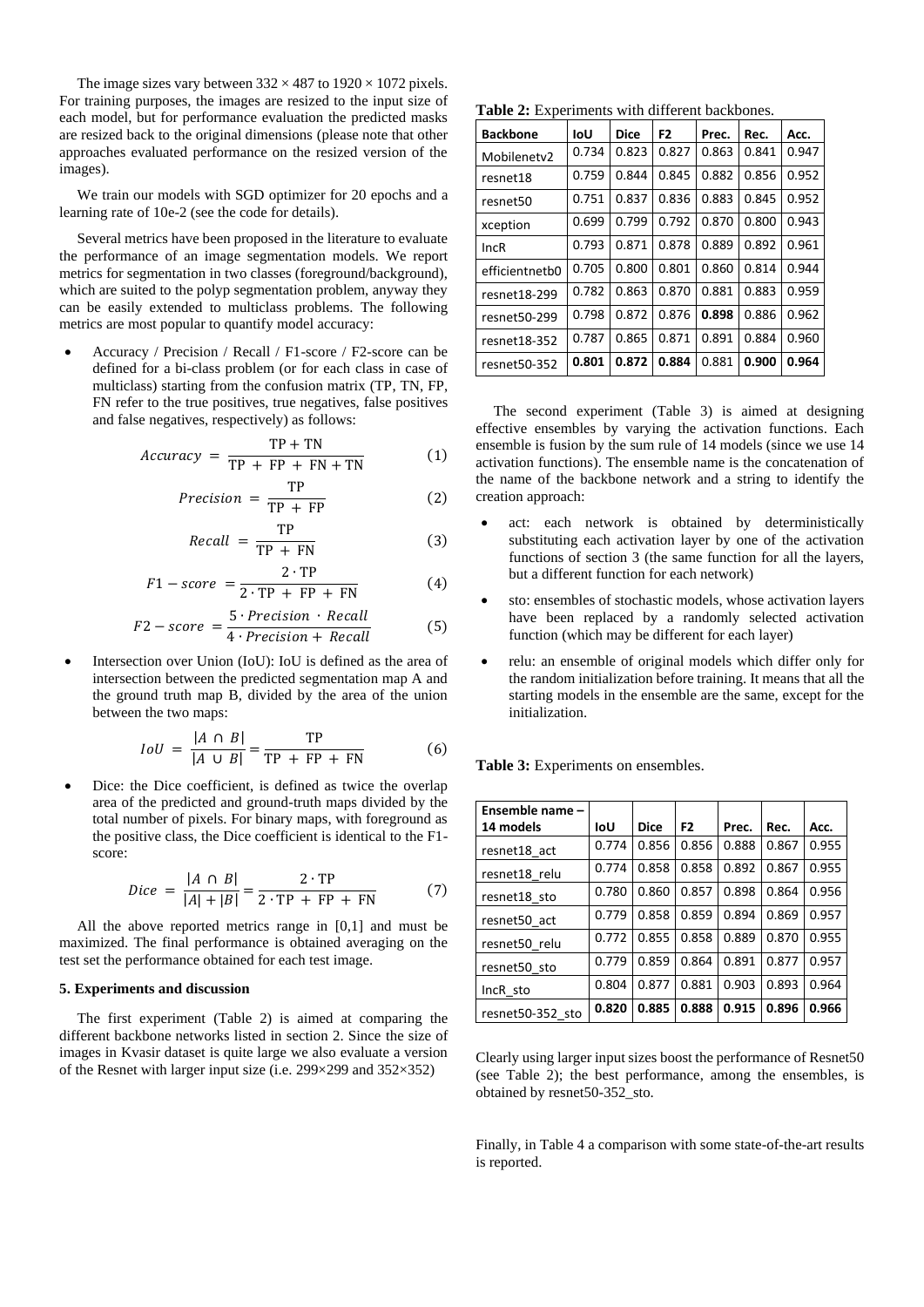The image sizes vary between 332 × 487 to 1920 × 1072 pixels. For training purposes, the images are resized to the input size of each model, but for performance evaluation the predicted masks are resized back to the original dimensions (please note that other approaches evaluated performance on the resized version of the images).

We train our models with SGD optimizer for 20 epochs and a learning rate of 10e-2 (see the code for details).

Several metrics have been proposed in the literature to evaluate the performance of an image segmentation models. We report metrics for segmentation in two classes (foreground/background), which are suited to the polyp segmentation problem, anyway they can be easily extended to multiclass problems. The following metrics are most popular to quantify model accuracy:

- Accuracy / Precision / Recall / F1-score / F2-score can be defined for a bi-class problem (or for each class in case of multiclass) starting from the confusion matrix (TP, TN, FP, FN refer to the true positives, true negatives, false positives and false negatives, respectively) as follows:

$$Accuracy = \frac{\text{TP} + \text{TN}}{\text{TP} + \text{FP} + \text{FN} + \text{TN}} \quad (1)$$

$$Precision = \frac{\text{TP}}{\text{TP} + \text{FP}} \quad (2)$$

$$Recall = \frac{\text{TP}}{\text{TP} + \text{FN}} \quad (3)$$

$$F1 - score = \frac{2 \cdot \text{TP}}{2 \cdot \text{TP} + \text{FP} + \text{FN}} \quad (4)$$

$$F2 - score = \frac{5 \cdot Precision \cdot Recall}{4 \cdot Precision + Recall} \quad (5)$$

- Intersection over Union (IoU): IoU is defined as the area of intersection between the predicted segmentation map A and the ground truth map B, divided by the area of the union between the two maps:

$$IoU = \frac{|A \cap B|}{|A \cup B|} = \frac{\text{TP}}{\text{TP} + \text{FP} + \text{FN}} \quad (6)$$

- Dice: the Dice coefficient, is defined as twice the overlap area of the predicted and ground-truth maps divided by the total number of pixels. For binary maps, with foreground as the positive class, the Dice coefficient is identical to the F1-score:

$$Dice = \frac{|A \cap B|}{|A| + |B|} = \frac{2 \cdot \text{TP}}{2 \cdot \text{TP} + \text{FP} + \text{FN}} \quad (7)$$

All the above reported metrics range in [0,1] and must be maximized. The final performance is obtained averaging on the test set the performance obtained for each test image.

## 5. Experiments and discussion

The first experiment (Table 2) is aimed at comparing the different backbone networks listed in section 2. Since the size of images in Kvasir dataset is quite large we also evaluate a version of the Resnet with larger input size (i.e. 299×299 and 352×352)

**Table 2:** Experiments with different backbones.

| Backbone | IoU | Dice | F2 | Prec. | Rec. | Acc. |
|---|---|---|---|---|---|---|
| Mobilenetv2 | 0.734 | 0.823 | 0.827 | 0.863 | 0.841 | 0.947 |
| resnet18 | 0.759 | 0.844 | 0.845 | 0.882 | 0.856 | 0.952 |
| resnet50 | 0.751 | 0.837 | 0.836 | 0.883 | 0.845 | 0.952 |
| xception | 0.699 | 0.799 | 0.792 | 0.870 | 0.800 | 0.943 |
| IncR | 0.793 | 0.871 | 0.878 | 0.889 | 0.892 | 0.961 |
| efficientnetb0 | 0.705 | 0.800 | 0.801 | 0.860 | 0.814 | 0.944 |
| resnet18-299 | 0.782 | 0.863 | 0.870 | 0.881 | 0.883 | 0.959 |
| resnet50-299 | 0.798 | 0.872 | 0.876 | **0.898** | 0.886 | 0.962 |
| resnet18-352 | 0.787 | 0.865 | 0.871 | 0.891 | 0.884 | 0.960 |
| resnet50-352 | **0.801** | **0.872** | **0.884** | 0.881 | **0.900** | **0.964** |

The second experiment (Table 3) is aimed at designing effective ensembles by varying the activation functions. Each ensemble is fusion by the sum rule of 14 models (since we use 14 activation functions). The ensemble name is the concatenation of the name of the backbone network and a string to identify the creation approach:

- act: each network is obtained by deterministically substituting each activation layer by one of the activation functions of section 3 (the same function for all the layers, but a different function for each network)
- sto: ensembles of stochastic models, whose activation layers have been replaced by a randomly selected activation function (which may be different for each layer)
- relu: an ensemble of original models which differ only for the random initialization before training. It means that all the starting models in the ensemble are the same, except for the initialization.

**Table 3:** Experiments on ensembles.

| Ensemble name – 14 models | IoU | Dice | F2 | Prec. | Rec. | Acc. |
|---|---|---|---|---|---|---|
| resnet18_act | 0.774 | 0.856 | 0.856 | 0.888 | 0.867 | 0.955 |
| resnet18_relu | 0.774 | 0.858 | 0.858 | 0.892 | 0.867 | 0.955 |
| resnet18_sto | 0.780 | 0.860 | 0.857 | 0.898 | 0.864 | 0.956 |
| resnet50_act | 0.779 | 0.858 | 0.859 | 0.894 | 0.869 | 0.957 |
| resnet50_relu | 0.772 | 0.855 | 0.858 | 0.889 | 0.870 | 0.955 |
| resnet50_sto | 0.779 | 0.859 | 0.864 | 0.891 | 0.877 | 0.957 |
| IncR_sto | 0.804 | 0.877 | 0.881 | 0.903 | 0.893 | 0.964 |
| resnet50-352_sto | **0.820** | **0.885** | **0.888** | **0.915** | **0.896** | **0.966** |

Clearly using larger input sizes boost the performance of Resnet50 (see Table 2); the best performance, among the ensembles, is obtained by resnet50-352_sto.

Finally, in Table 4 a comparison with some state-of-the-art results is reported.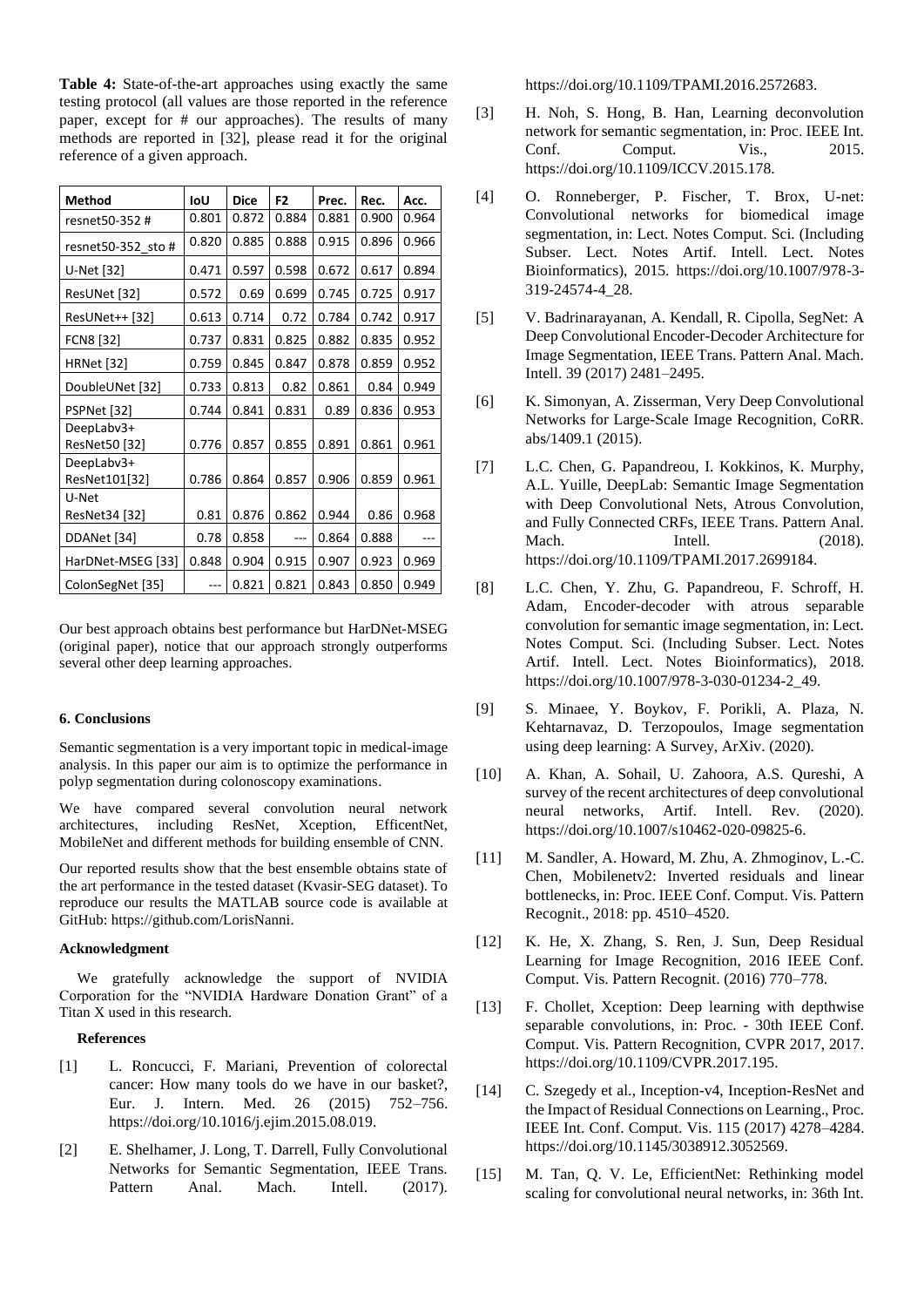**Table 4:** State-of-the-art approaches using exactly the same testing protocol (all values are those reported in the reference paper, except for # our approaches). The results of many methods are reported in [32], please read it for the original reference of a given approach.

| Method | IoU | Dice | F2 | Prec. | Rec. | Acc. |
|---|---|---|---|---|---|---|
| resnet50-352 # | 0.801 | 0.872 | 0.884 | 0.881 | 0.900 | 0.964 |
| resnet50-352_sto # | 0.820 | 0.885 | 0.888 | 0.915 | 0.896 | 0.966 |
| U-Net [32] | 0.471 | 0.597 | 0.598 | 0.672 | 0.617 | 0.894 |
| ResUNet [32] | 0.572 | 0.69 | 0.699 | 0.745 | 0.725 | 0.917 |
| ResUNet++ [32] | 0.613 | 0.714 | 0.72 | 0.784 | 0.742 | 0.917 |
| FCN8 [32] | 0.737 | 0.831 | 0.825 | 0.882 | 0.835 | 0.952 |
| HRNet [32] | 0.759 | 0.845 | 0.847 | 0.878 | 0.859 | 0.952 |
| DoubleUNet [32] | 0.733 | 0.813 | 0.82 | 0.861 | 0.84 | 0.949 |
| PSPNet [32] | 0.744 | 0.841 | 0.831 | 0.89 | 0.836 | 0.953 |
| DeepLabv3+ ResNet50 [32] | 0.776 | 0.857 | 0.855 | 0.891 | 0.861 | 0.961 |
| DeepLabv3+ ResNet101[32] | 0.786 | 0.864 | 0.857 | 0.906 | 0.859 | 0.961 |
| U-Net ResNet34 [32] | 0.81 | 0.876 | 0.862 | 0.944 | 0.86 | 0.968 |
| DDANet [34] | 0.78 | 0.858 | --- | 0.864 | 0.888 | --- |
| HarDNet-MSEG [33] | 0.848 | 0.904 | 0.915 | 0.907 | 0.923 | 0.969 |
| ColonSegNet [35] | --- | 0.821 | 0.821 | 0.843 | 0.850 | 0.949 |

Our best approach obtains best performance but HarDNet-MSEG (original paper), notice that our approach strongly outperforms several other deep learning approaches.

### 6. Conclusions

Semantic segmentation is a very important topic in medical-image analysis. In this paper our aim is to optimize the performance in polyp segmentation during colonoscopy examinations.

We have compared several convolution neural network architectures, including ResNet, Xception, EfficentNet, MobileNet and different methods for building ensemble of CNN.

Our reported results show that the best ensemble obtains state of the art performance in the tested dataset (Kvasir-SEG dataset). To reproduce our results the MATLAB source code is available at GitHub: https://github.com/LorisNanni.

### Acknowledgment

We gratefully acknowledge the support of NVIDIA Corporation for the "NVIDIA Hardware Donation Grant" of a Titan X used in this research.

### References

[1] L. Roncucci, F. Mariani, Prevention of colorectal cancer: How many tools do we have in our basket?, Eur. J. Intern. Med. 26 (2015) 752–756. https://doi.org/10.1016/j.ejim.2015.08.019.

[2] E. Shelhamer, J. Long, T. Darrell, Fully Convolutional Networks for Semantic Segmentation, IEEE Trans. Pattern Anal. Mach. Intell. (2017). https://doi.org/10.1109/TPAMI.2016.2572683.

[3] H. Noh, S. Hong, B. Han, Learning deconvolution network for semantic segmentation, in: Proc. IEEE Int. Conf. Comput. Vis., 2015. https://doi.org/10.1109/ICCV.2015.178.

[4] O. Ronneberger, P. Fischer, T. Brox, U-net: Convolutional networks for biomedical image segmentation, in: Lect. Notes Comput. Sci. (Including Subser. Lect. Notes Artif. Intell. Lect. Notes Bioinformatics), 2015. https://doi.org/10.1007/978-3-319-24574-4_28.

[5] V. Badrinarayanan, A. Kendall, R. Cipolla, SegNet: A Deep Convolutional Encoder-Decoder Architecture for Image Segmentation, IEEE Trans. Pattern Anal. Mach. Intell. 39 (2017) 2481–2495.

[6] K. Simonyan, A. Zisserman, Very Deep Convolutional Networks for Large-Scale Image Recognition, CoRR. abs/1409.1 (2015).

[7] L.C. Chen, G. Papandreou, I. Kokkinos, K. Murphy, A.L. Yuille, DeepLab: Semantic Image Segmentation with Deep Convolutional Nets, Atrous Convolution, and Fully Connected CRFs, IEEE Trans. Pattern Anal. Mach. Intell. (2018). https://doi.org/10.1109/TPAMI.2017.2699184.

[8] L.C. Chen, Y. Zhu, G. Papandreou, F. Schroff, H. Adam, Encoder-decoder with atrous separable convolution for semantic image segmentation, in: Lect. Notes Comput. Sci. (Including Subser. Lect. Notes Artif. Intell. Lect. Notes Bioinformatics), 2018. https://doi.org/10.1007/978-3-030-01234-2_49.

[9] S. Minaee, Y. Boykov, F. Porikli, A. Plaza, N. Kehtarnavaz, D. Terzopoulos, Image segmentation using deep learning: A Survey, ArXiv. (2020).

[10] A. Khan, A. Sohail, U. Zahoora, A.S. Qureshi, A survey of the recent architectures of deep convolutional neural networks, Artif. Intell. Rev. (2020). https://doi.org/10.1007/s10462-020-09825-6.

[11] M. Sandler, A. Howard, M. Zhu, A. Zhmoginov, L.-C. Chen, Mobilenetv2: Inverted residuals and linear bottlenecks, in: Proc. IEEE Conf. Comput. Vis. Pattern Recognit., 2018: pp. 4510–4520.

[12] K. He, X. Zhang, S. Ren, J. Sun, Deep Residual Learning for Image Recognition, 2016 IEEE Conf. Comput. Vis. Pattern Recognit. (2016) 770–778.

[13] F. Chollet, Xception: Deep learning with depthwise separable convolutions, in: Proc. - 30th IEEE Conf. Comput. Vis. Pattern Recognition, CVPR 2017, 2017. https://doi.org/10.1109/CVPR.2017.195.

[14] C. Szegedy et al., Inception-v4, Inception-ResNet and the Impact of Residual Connections on Learning., Proc. IEEE Int. Conf. Comput. Vis. 115 (2017) 4278–4284. https://doi.org/10.1145/3038912.3052569.

[15] M. Tan, Q. V. Le, EfficientNet: Rethinking model scaling for convolutional neural networks, in: 36th Int.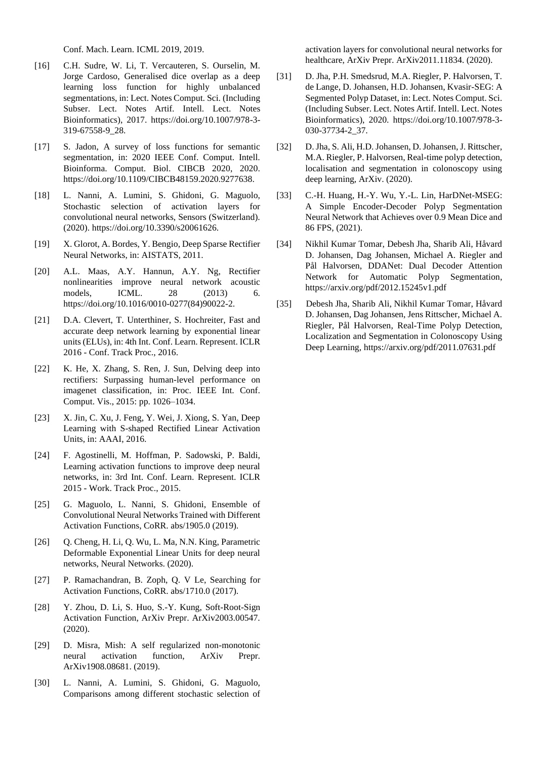Conf. Mach. Learn. ICML 2019, 2019.

[16] C.H. Sudre, W. Li, T. Vercauteren, S. Ourselin, M. Jorge Cardoso, Generalised dice overlap as a deep learning loss function for highly unbalanced segmentations, in: Lect. Notes Comput. Sci. (Including Subser. Lect. Notes Artif. Intell. Lect. Notes Bioinformatics), 2017. https://doi.org/10.1007/978-3-319-67558-9_28.

[17] S. Jadon, A survey of loss functions for semantic segmentation, in: 2020 IEEE Conf. Comput. Intell. Bioinforma. Comput. Biol. CIBCB 2020, 2020. https://doi.org/10.1109/CIBCB48159.2020.9277638.

[18] L. Nanni, A. Lumini, S. Ghidoni, G. Maguolo, Stochastic selection of activation layers for convolutional neural networks, Sensors (Switzerland). (2020). https://doi.org/10.3390/s20061626.

[19] X. Glorot, A. Bordes, Y. Bengio, Deep Sparse Rectifier Neural Networks, in: AISTATS, 2011.

[20] A.L. Maas, A.Y. Hannun, A.Y. Ng, Rectifier nonlinearities improve neural network acoustic models, ICML. 28 (2013) 6. https://doi.org/10.1016/0010-0277(84)90022-2.

[21] D.A. Clevert, T. Unterthiner, S. Hochreiter, Fast and accurate deep network learning by exponential linear units (ELUs), in: 4th Int. Conf. Learn. Represent. ICLR 2016 - Conf. Track Proc., 2016.

[22] K. He, X. Zhang, S. Ren, J. Sun, Delving deep into rectifiers: Surpassing human-level performance on imagenet classification, in: Proc. IEEE Int. Conf. Comput. Vis., 2015: pp. 1026–1034.

[23] X. Jin, C. Xu, J. Feng, Y. Wei, J. Xiong, S. Yan, Deep Learning with S-shaped Rectified Linear Activation Units, in: AAAI, 2016.

[24] F. Agostinelli, M. Hoffman, P. Sadowski, P. Baldi, Learning activation functions to improve deep neural networks, in: 3rd Int. Conf. Learn. Represent. ICLR 2015 - Work. Track Proc., 2015.

[25] G. Maguolo, L. Nanni, S. Ghidoni, Ensemble of Convolutional Neural Networks Trained with Different Activation Functions, CoRR. abs/1905.0 (2019).

[26] Q. Cheng, H. Li, Q. Wu, L. Ma, N.N. King, Parametric Deformable Exponential Linear Units for deep neural networks, Neural Networks. (2020).

[27] P. Ramachandran, B. Zoph, Q. V Le, Searching for Activation Functions, CoRR. abs/1710.0 (2017).

[28] Y. Zhou, D. Li, S. Huo, S.-Y. Kung, Soft-Root-Sign Activation Function, ArXiv Prepr. ArXiv2003.00547. (2020).

[29] D. Misra, Mish: A self regularized non-monotonic neural activation function, ArXiv Prepr. ArXiv1908.08681. (2019).

[30] L. Nanni, A. Lumini, S. Ghidoni, G. Maguolo, Comparisons among different stochastic selection of activation layers for convolutional neural networks for healthcare, ArXiv Prepr. ArXiv2011.11834. (2020).

[31] D. Jha, P.H. Smedsrud, M.A. Riegler, P. Halvorsen, T. de Lange, D. Johansen, H.D. Johansen, Kvasir-SEG: A Segmented Polyp Dataset, in: Lect. Notes Comput. Sci. (Including Subser. Lect. Notes Artif. Intell. Lect. Notes Bioinformatics), 2020. https://doi.org/10.1007/978-3-030-37734-2_37.

[32] D. Jha, S. Ali, H.D. Johansen, D. Johansen, J. Rittscher, M.A. Riegler, P. Halvorsen, Real-time polyp detection, localisation and segmentation in colonoscopy using deep learning, ArXiv. (2020).

[33] C.-H. Huang, H.-Y. Wu, Y.-L. Lin, HarDNet-MSEG: A Simple Encoder-Decoder Polyp Segmentation Neural Network that Achieves over 0.9 Mean Dice and 86 FPS, (2021).

[34] Nikhil Kumar Tomar, Debesh Jha, Sharib Ali, Håvard D. Johansen, Dag Johansen, Michael A. Riegler and Pål Halvorsen, DDANet: Dual Decoder Attention Network for Automatic Polyp Segmentation, https://arxiv.org/pdf/2012.15245v1.pdf

[35] Debesh Jha, Sharib Ali, Nikhil Kumar Tomar, Håvard D. Johansen, Dag Johansen, Jens Rittscher, Michael A. Riegler, Pål Halvorsen, Real-Time Polyp Detection, Localization and Segmentation in Colonoscopy Using Deep Learning, https://arxiv.org/pdf/2011.07631.pdf